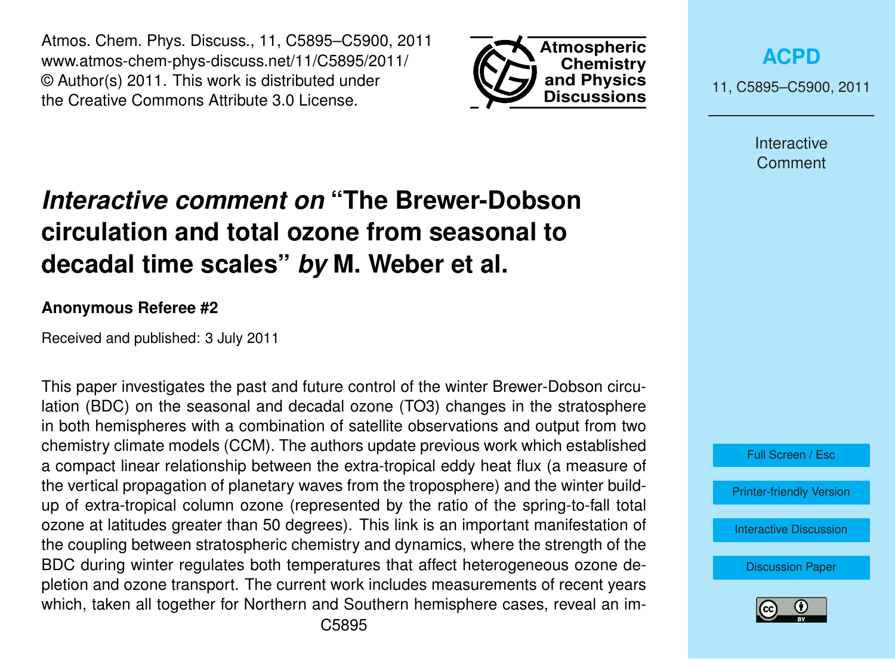# *Interactive comment on* "The Brewer-Dobson circulation and total ozone from seasonal to decadal time scales" *by* M. Weber et al.

**Anonymous Referee #2**

Received and published: 3 July 2011

This paper investigates the past and future control of the winter Brewer-Dobson circulation (BDC) on the seasonal and decadal ozone (TO3) changes in the stratosphere in both hemispheres with a combination of satellite observations and output from two chemistry climate models (CCM). The authors update previous work which established a compact linear relationship between the extra-tropical eddy heat flux (a measure of the vertical propagation of planetary waves from the troposphere) and the winter build-up of extra-tropical column ozone (represented by the ratio of the spring-to-fall total ozone at latitudes greater than 50 degrees). This link is an important manifestation of the coupling between stratospheric chemistry and dynamics, where the strength of the BDC during winter regulates both temperatures that affect heterogeneous ozone depletion and ozone transport. The current work includes measurements of recent years which, taken all together for Northern and Southern hemisphere cases, reveal an im-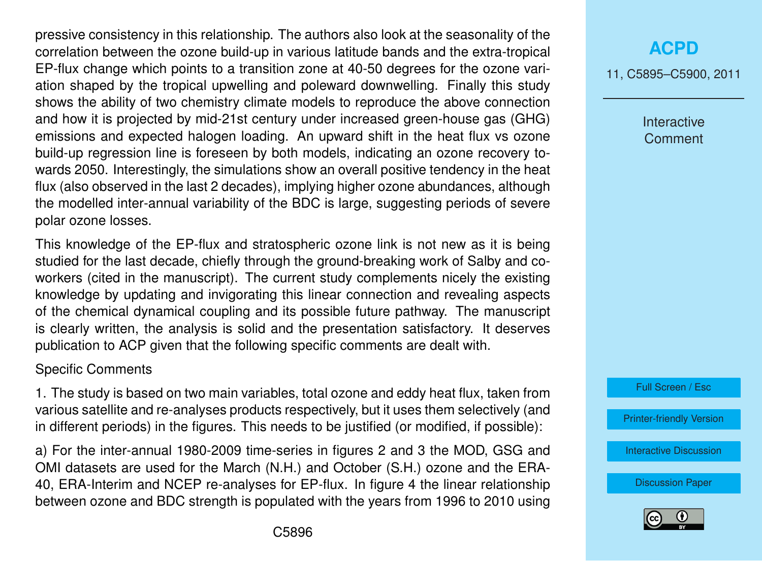pressive consistency in this relationship. The authors also look at the seasonality of the correlation between the ozone build-up in various latitude bands and the extra-tropical EP-flux change which points to a transition zone at 40-50 degrees for the ozone variation shaped by the tropical upwelling and poleward downwelling. Finally this study shows the ability of two chemistry climate models to reproduce the above connection and how it is projected by mid-21st century under increased green-house gas (GHG) emissions and expected halogen loading. An upward shift in the heat flux vs ozone build-up regression line is foreseen by both models, indicating an ozone recovery towards 2050. Interestingly, the simulations show an overall positive tendency in the heat flux (also observed in the last 2 decades), implying higher ozone abundances, although the modelled inter-annual variability of the BDC is large, suggesting periods of severe polar ozone losses.

This knowledge of the EP-flux and stratospheric ozone link is not new as it is being studied for the last decade, chiefly through the ground-breaking work of Salby and co-workers (cited in the manuscript). The current study complements nicely the existing knowledge by updating and invigorating this linear connection and revealing aspects of the chemical dynamical coupling and its possible future pathway. The manuscript is clearly written, the analysis is solid and the presentation satisfactory. It deserves publication to ACP given that the following specific comments are dealt with.

Specific Comments

1. The study is based on two main variables, total ozone and eddy heat flux, taken from various satellite and re-analyses products respectively, but it uses them selectively (and in different periods) in the figures. This needs to be justified (or modified, if possible):

a) For the inter-annual 1980-2009 time-series in figures 2 and 3 the MOD, GSG and OMI datasets are used for the March (N.H.) and October (S.H.) ozone and the ERA-40, ERA-Interim and NCEP re-analyses for EP-flux. In figure 4 the linear relationship between ozone and BDC strength is populated with the years from 1996 to 2010 using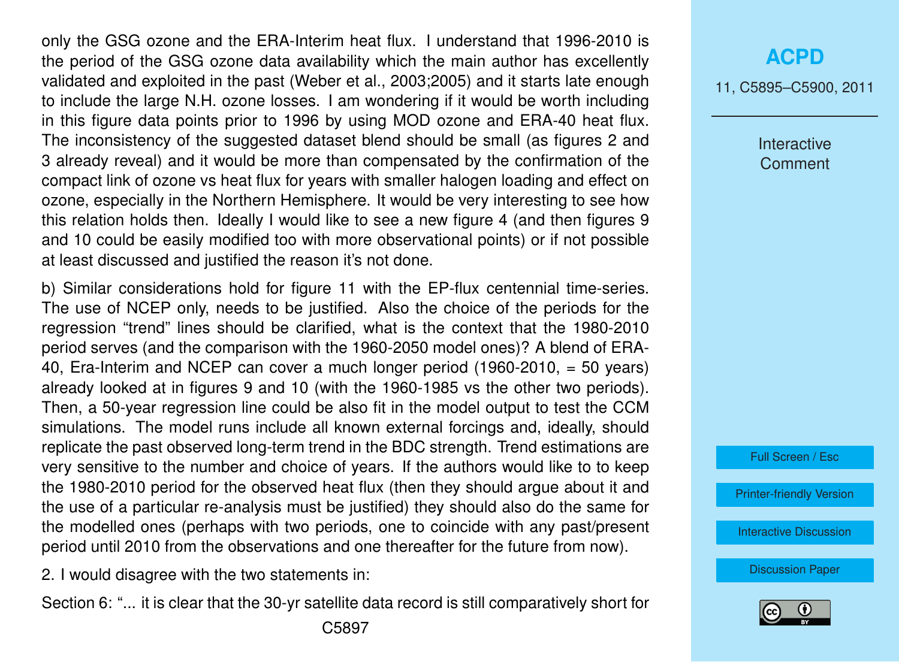only the GSG ozone and the ERA-Interim heat flux. I understand that 1996-2010 is the period of the GSG ozone data availability which the main author has excellently validated and exploited in the past (Weber et al., 2003;2005) and it starts late enough to include the large N.H. ozone losses. I am wondering if it would be worth including in this figure data points prior to 1996 by using MOD ozone and ERA-40 heat flux. The inconsistency of the suggested dataset blend should be small (as figures 2 and 3 already reveal) and it would be more than compensated by the confirmation of the compact link of ozone vs heat flux for years with smaller halogen loading and effect on ozone, especially in the Northern Hemisphere. It would be very interesting to see how this relation holds then. Ideally I would like to see a new figure 4 (and then figures 9 and 10 could be easily modified too with more observational points) or if not possible at least discussed and justified the reason it's not done.

b) Similar considerations hold for figure 11 with the EP-flux centennial time-series. The use of NCEP only, needs to be justified. Also the choice of the periods for the regression "trend" lines should be clarified, what is the context that the 1980-2010 period serves (and the comparison with the 1960-2050 model ones)? A blend of ERA-40, Era-Interim and NCEP can cover a much longer period (1960-2010, = 50 years) already looked at in figures 9 and 10 (with the 1960-1985 vs the other two periods). Then, a 50-year regression line could be also fit in the model output to test the CCM simulations. The model runs include all known external forcings and, ideally, should replicate the past observed long-term trend in the BDC strength. Trend estimations are very sensitive to the number and choice of years. If the authors would like to to keep the 1980-2010 period for the observed heat flux (then they should argue about it and the use of a particular re-analysis must be justified) they should also do the same for the modelled ones (perhaps with two periods, one to coincide with any past/present period until 2010 from the observations and one thereafter for the future from now).

2. I would disagree with the two statements in:

Section 6: "... it is clear that the 30-yr satellite data record is still comparatively short for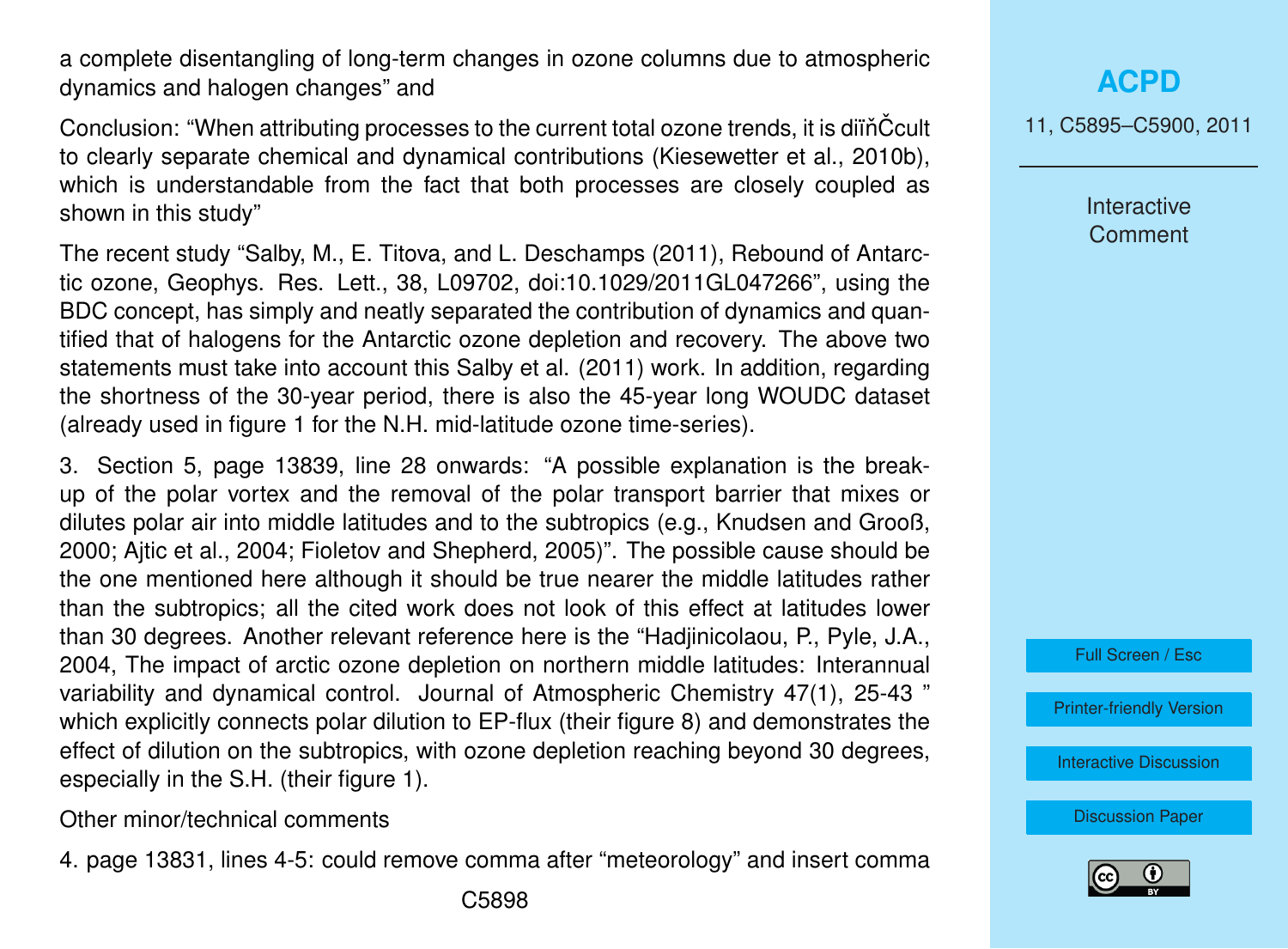a complete disentangling of long-term changes in ozone columns due to atmospheric dynamics and halogen changes" and

Conclusion: "When attributing processes to the current total ozone trends, it is diïňČcult to clearly separate chemical and dynamical contributions (Kiesewetter et al., 2010b), which is understandable from the fact that both processes are closely coupled as shown in this study"

The recent study "Salby, M., E. Titova, and L. Deschamps (2011), Rebound of Antarctic ozone, Geophys. Res. Lett., 38, L09702, doi:10.1029/2011GL047266", using the BDC concept, has simply and neatly separated the contribution of dynamics and quantified that of halogens for the Antarctic ozone depletion and recovery. The above two statements must take into account this Salby et al. (2011) work. In addition, regarding the shortness of the 30-year period, there is also the 45-year long WOUDC dataset (already used in figure 1 for the N.H. mid-latitude ozone time-series).

3. Section 5, page 13839, line 28 onwards: "A possible explanation is the break-up of the polar vortex and the removal of the polar transport barrier that mixes or dilutes polar air into middle latitudes and to the subtropics (e.g., Knudsen and Grooß, 2000; Ajtic et al., 2004; Fioletov and Shepherd, 2005)". The possible cause should be the one mentioned here although it should be true nearer the middle latitudes rather than the subtropics; all the cited work does not look of this effect at latitudes lower than 30 degrees. Another relevant reference here is the "Hadjinicolaou, P., Pyle, J.A., 2004, The impact of arctic ozone depletion on northern middle latitudes: Interannual variability and dynamical control. Journal of Atmospheric Chemistry 47(1), 25-43 " which explicitly connects polar dilution to EP-flux (their figure 8) and demonstrates the effect of dilution on the subtropics, with ozone depletion reaching beyond 30 degrees, especially in the S.H. (their figure 1).

Other minor/technical comments

4. page 13831, lines 4-5: could remove comma after "meteorology" and insert comma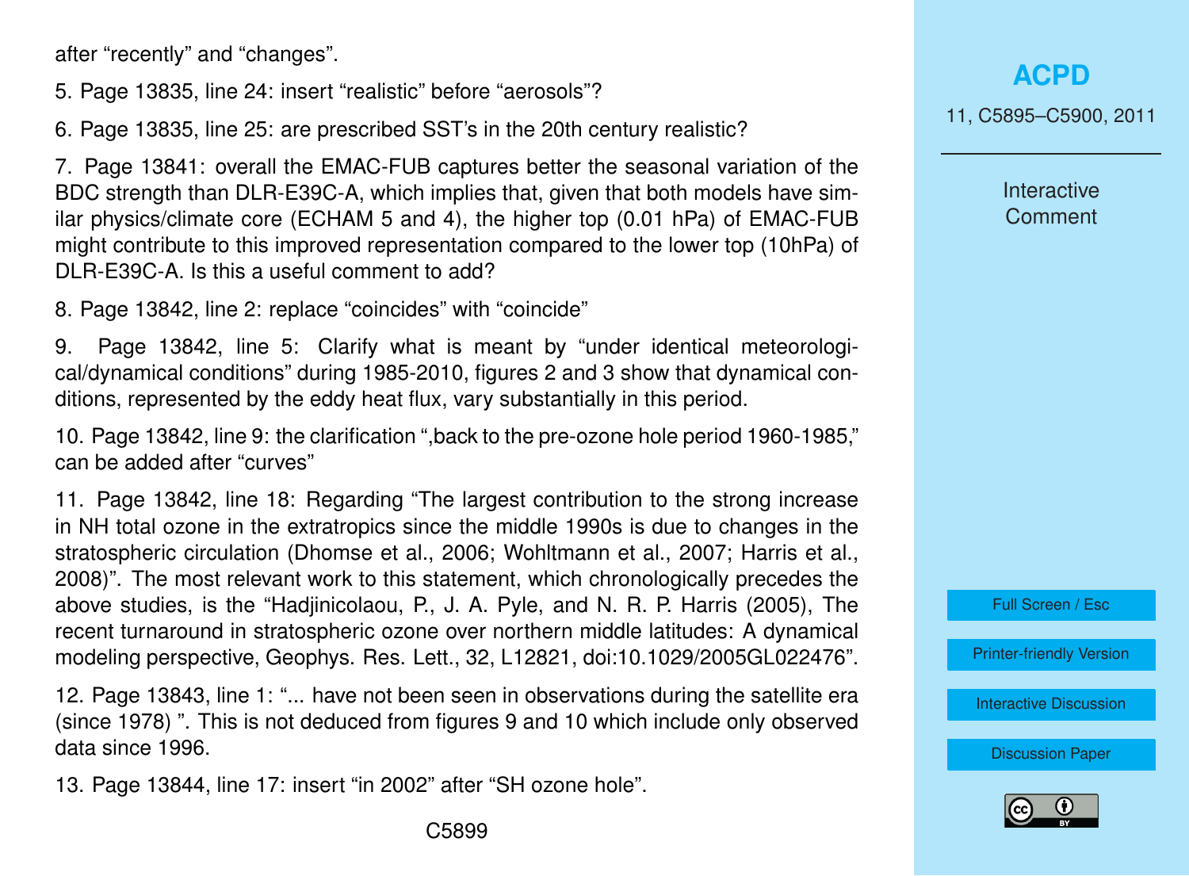after “recently” and “changes”.

5. Page 13835, line 24: insert “realistic” before “aerosols”?

6. Page 13835, line 25: are prescribed SST’s in the 20th century realistic?

7. Page 13841: overall the EMAC-FUB captures better the seasonal variation of the BDC strength than DLR-E39C-A, which implies that, given that both models have similar physics/climate core (ECHAM 5 and 4), the higher top (0.01 hPa) of EMAC-FUB might contribute to this improved representation compared to the lower top (10hPa) of DLR-E39C-A. Is this a useful comment to add?

8. Page 13842, line 2: replace “coincides” with “coincide”

9. Page 13842, line 5: Clarify what is meant by “under identical meteorological/dynamical conditions” during 1985-2010, figures 2 and 3 show that dynamical conditions, represented by the eddy heat flux, vary substantially in this period.

10. Page 13842, line 9: the clarification “,back to the pre-ozone hole period 1960-1985,” can be added after “curves”

11. Page 13842, line 18: Regarding “The largest contribution to the strong increase in NH total ozone in the extratropics since the middle 1990s is due to changes in the stratospheric circulation (Dhomse et al., 2006; Wohltmann et al., 2007; Harris et al., 2008)”. The most relevant work to this statement, which chronologically precedes the above studies, is the “Hadjinicolaou, P., J. A. Pyle, and N. R. P. Harris (2005), The recent turnaround in stratospheric ozone over northern middle latitudes: A dynamical modeling perspective, Geophys. Res. Lett., 32, L12821, doi:10.1029/2005GL022476”.

12. Page 13843, line 1: “... have not been seen in observations during the satellite era (since 1978) ”. This is not deduced from figures 9 and 10 which include only observed data since 1996.

13. Page 13844, line 17: insert “in 2002” after “SH ozone hole”.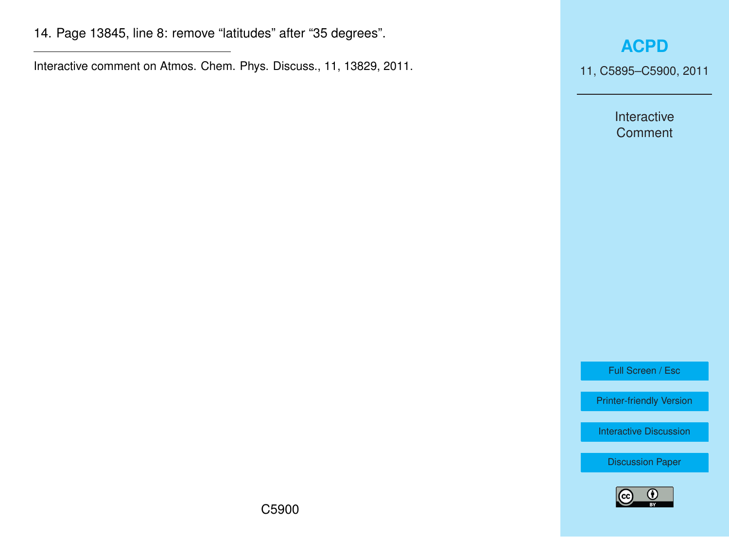14. Page 13845, line 8: remove “latitudes” after “35 degrees”.

---

Interactive comment on Atmos. Chem. Phys. Discuss., 11, 13829, 2011.